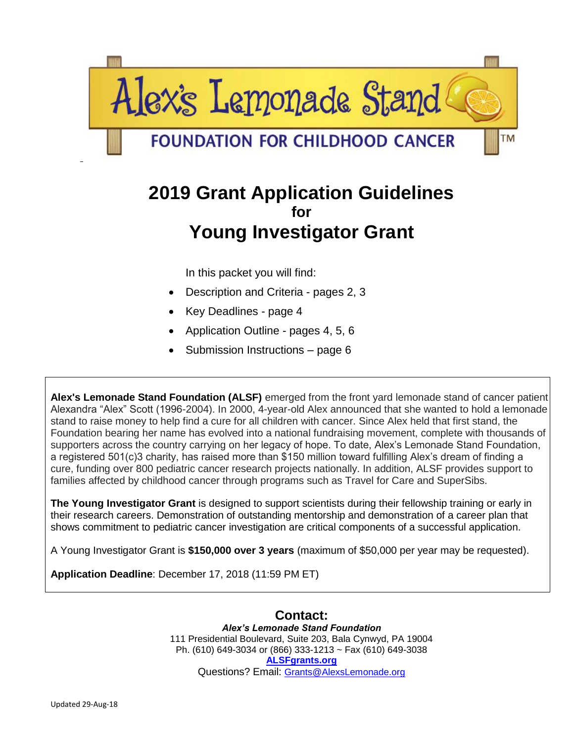# Alex's Lemonade Stand

**FOUNDATION FOR CHILDHOOD CANCER** ™

# 2019 Grant Application Guidelines
## for
# Young Investigator Grant

In this packet you will find:

- Description and Criteria - pages 2, 3
- Key Deadlines - page 4
- Application Outline - pages 4, 5, 6
- Submission Instructions – page 6

**Alex's Lemonade Stand Foundation (ALSF)** emerged from the front yard lemonade stand of cancer patient Alexandra "Alex" Scott (1996-2004). In 2000, 4-year-old Alex announced that she wanted to hold a lemonade stand to raise money to help find a cure for all children with cancer. Since Alex held that first stand, the Foundation bearing her name has evolved into a national fundraising movement, complete with thousands of supporters across the country carrying on her legacy of hope. To date, Alex's Lemonade Stand Foundation, a registered 501(c)3 charity, has raised more than $150 million toward fulfilling Alex's dream of finding a cure, funding over 800 pediatric cancer research projects nationally. In addition, ALSF provides support to families affected by childhood cancer through programs such as Travel for Care and SuperSibs.

**The Young Investigator Grant** is designed to support scientists during their fellowship training or early in their research careers. Demonstration of outstanding mentorship and demonstration of a career plan that shows commitment to pediatric cancer investigation are critical components of a successful application.

A Young Investigator Grant is **$150,000 over 3 years** (maximum of $50,000 per year may be requested).

**Application Deadline**: December 17, 2018 (11:59 PM ET)

## Contact:

***Alex's Lemonade Stand Foundation***
111 Presidential Boulevard, Suite 203, Bala Cynwyd, PA 19004
Ph. (610) 649-3034 or (866) 333-1213 ~ Fax (610) 649-3038
**ALSFgrants.org**
Questions? Email: Grants@AlexsLemonade.org

Updated 29-Aug-18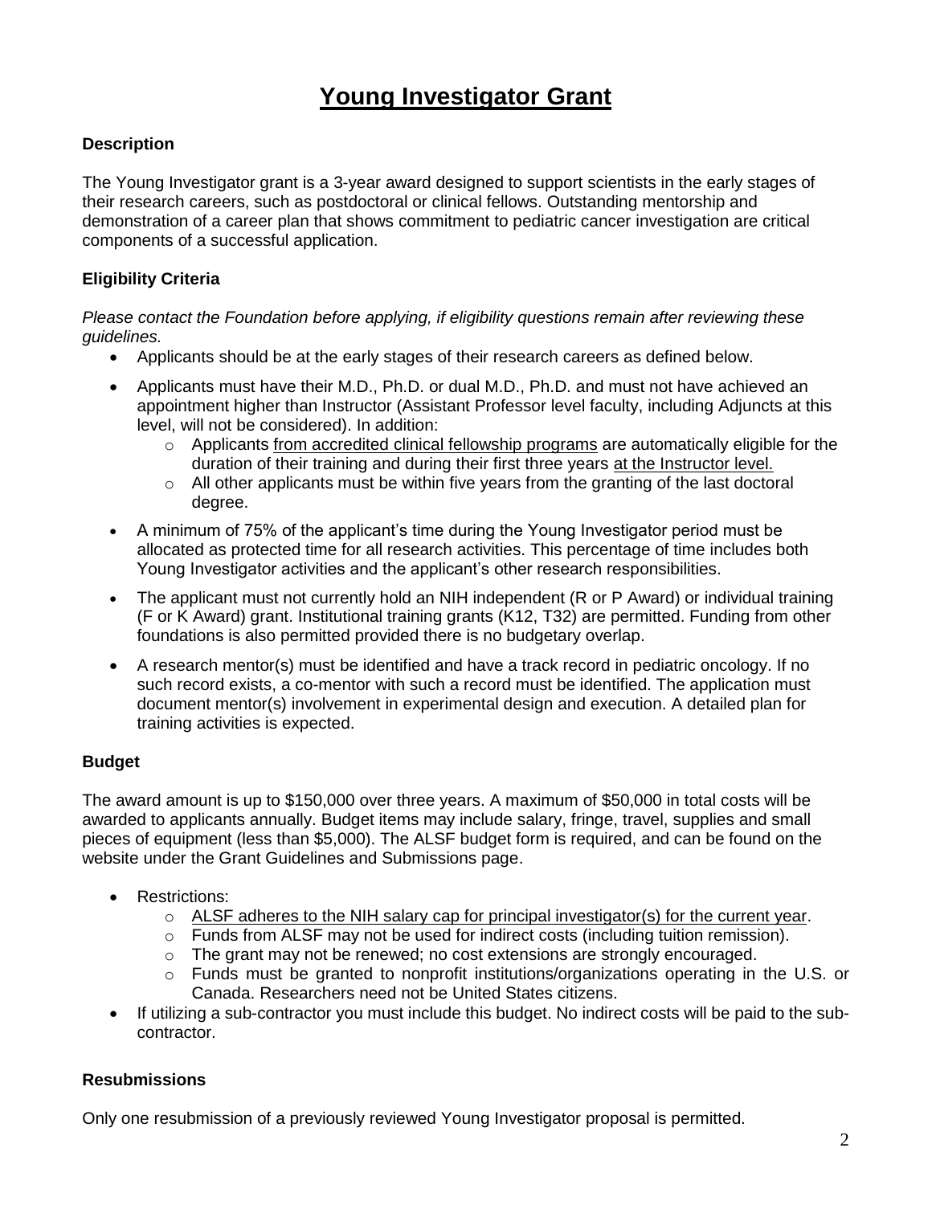# Young Investigator Grant

### Description

The Young Investigator grant is a 3-year award designed to support scientists in the early stages of their research careers, such as postdoctoral or clinical fellows. Outstanding mentorship and demonstration of a career plan that shows commitment to pediatric cancer investigation are critical components of a successful application.

### Eligibility Criteria

*Please contact the Foundation before applying, if eligibility questions remain after reviewing these guidelines.*

- Applicants should be at the early stages of their research careers as defined below.
- Applicants must have their M.D., Ph.D. or dual M.D., Ph.D. and must not have achieved an appointment higher than Instructor (Assistant Professor level faculty, including Adjuncts at this level, will not be considered). In addition:
  - Applicants from accredited clinical fellowship programs are automatically eligible for the duration of their training and during their first three years at the Instructor level.
  - All other applicants must be within five years from the granting of the last doctoral degree.
- A minimum of 75% of the applicant's time during the Young Investigator period must be allocated as protected time for all research activities. This percentage of time includes both Young Investigator activities and the applicant's other research responsibilities.
- The applicant must not currently hold an NIH independent (R or P Award) or individual training (F or K Award) grant. Institutional training grants (K12, T32) are permitted. Funding from other foundations is also permitted provided there is no budgetary overlap.
- A research mentor(s) must be identified and have a track record in pediatric oncology. If no such record exists, a co-mentor with such a record must be identified. The application must document mentor(s) involvement in experimental design and execution. A detailed plan for training activities is expected.

### Budget

The award amount is up to $150,000 over three years. A maximum of $50,000 in total costs will be awarded to applicants annually. Budget items may include salary, fringe, travel, supplies and small pieces of equipment (less than $5,000). The ALSF budget form is required, and can be found on the website under the Grant Guidelines and Submissions page.

- Restrictions:
  - ALSF adheres to the NIH salary cap for principal investigator(s) for the current year.
  - Funds from ALSF may not be used for indirect costs (including tuition remission).
  - The grant may not be renewed; no cost extensions are strongly encouraged.
  - Funds must be granted to nonprofit institutions/organizations operating in the U.S. or Canada. Researchers need not be United States citizens.
- If utilizing a sub-contractor you must include this budget. No indirect costs will be paid to the sub-contractor.

### Resubmissions

Only one resubmission of a previously reviewed Young Investigator proposal is permitted.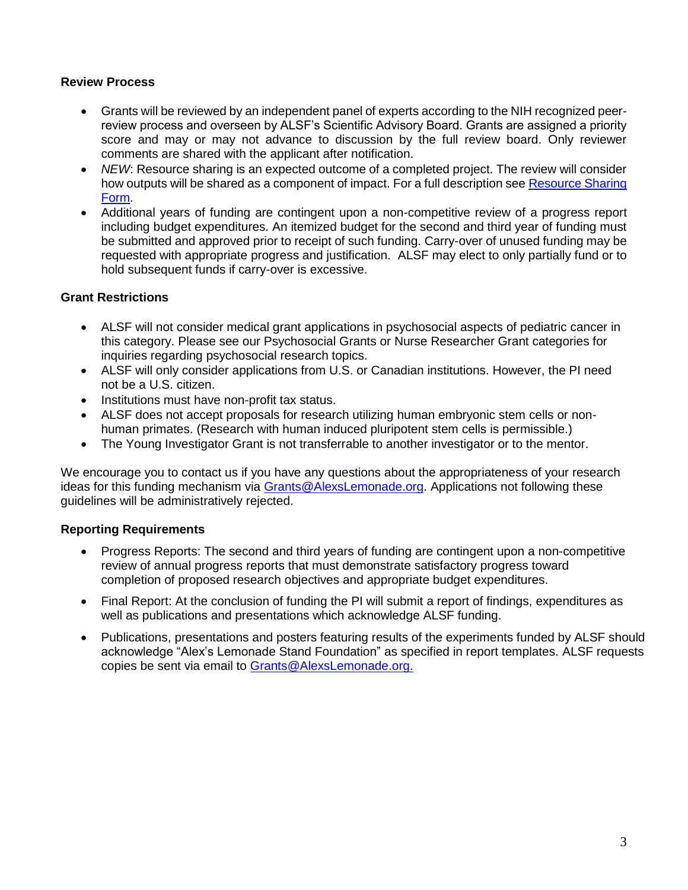**Review Process**

- Grants will be reviewed by an independent panel of experts according to the NIH recognized peer-review process and overseen by ALSF's Scientific Advisory Board. Grants are assigned a priority score and may or may not advance to discussion by the full review board. Only reviewer comments are shared with the applicant after notification.
- *NEW*: Resource sharing is an expected outcome of a completed project. The review will consider how outputs will be shared as a component of impact. For a full description see [Resource Sharing Form](Resource Sharing Form).
- Additional years of funding are contingent upon a non-competitive review of a progress report including budget expenditures. An itemized budget for the second and third year of funding must be submitted and approved prior to receipt of such funding. Carry-over of unused funding may be requested with appropriate progress and justification. ALSF may elect to only partially fund or to hold subsequent funds if carry-over is excessive.

**Grant Restrictions**

- ALSF will not consider medical grant applications in psychosocial aspects of pediatric cancer in this category. Please see our Psychosocial Grants or Nurse Researcher Grant categories for inquiries regarding psychosocial research topics.
- ALSF will only consider applications from U.S. or Canadian institutions. However, the PI need not be a U.S. citizen.
- Institutions must have non-profit tax status.
- ALSF does not accept proposals for research utilizing human embryonic stem cells or non-human primates. (Research with human induced pluripotent stem cells is permissible.)
- The Young Investigator Grant is not transferrable to another investigator or to the mentor.

We encourage you to contact us if you have any questions about the appropriateness of your research ideas for this funding mechanism via Grants@AlexsLemonade.org. Applications not following these guidelines will be administratively rejected.

**Reporting Requirements**

- Progress Reports: The second and third years of funding are contingent upon a non-competitive review of annual progress reports that must demonstrate satisfactory progress toward completion of proposed research objectives and appropriate budget expenditures.
- Final Report: At the conclusion of funding the PI will submit a report of findings, expenditures as well as publications and presentations which acknowledge ALSF funding.
- Publications, presentations and posters featuring results of the experiments funded by ALSF should acknowledge "Alex's Lemonade Stand Foundation" as specified in report templates. ALSF requests copies be sent via email to Grants@AlexsLemonade.org.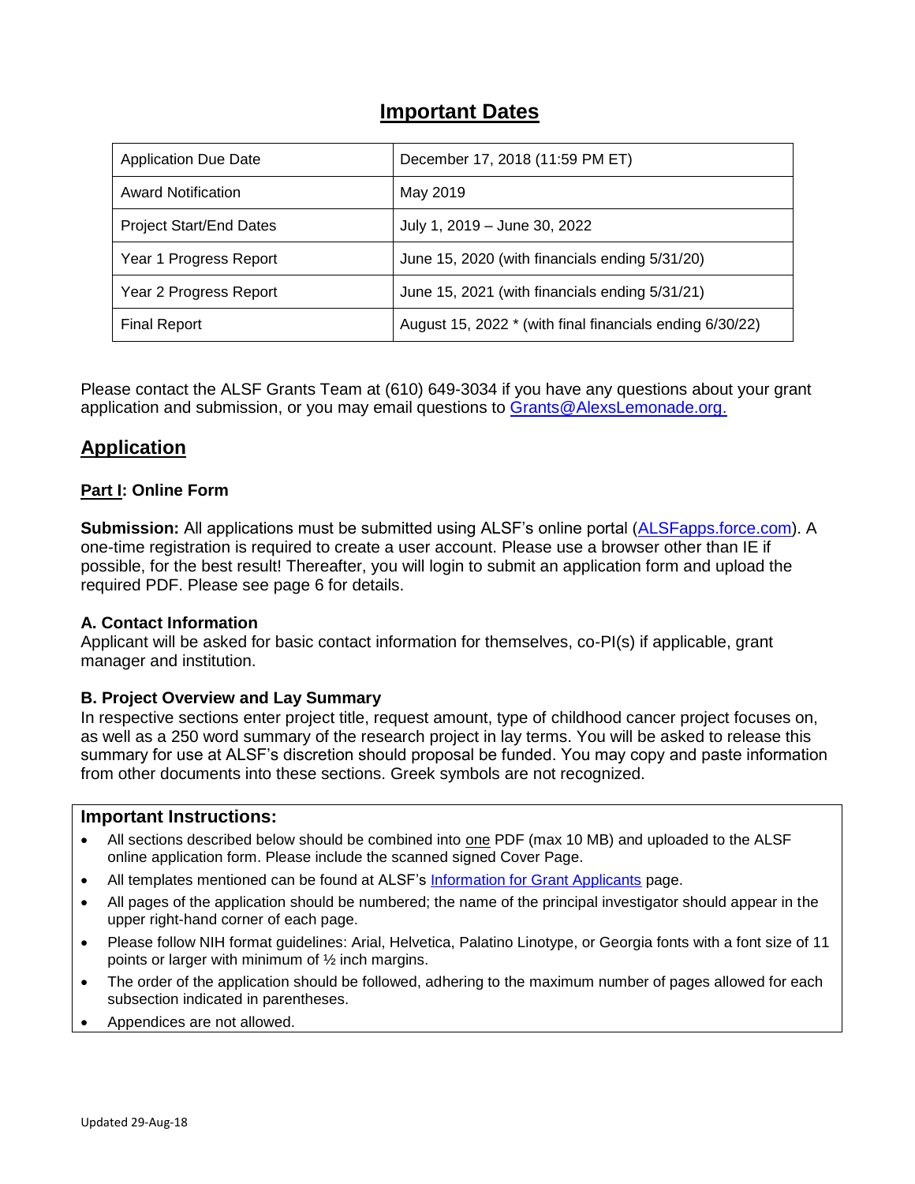# Important Dates

| Application Due Date | December 17, 2018 (11:59 PM ET) |
|---|---|
| Award Notification | May 2019 |
| Project Start/End Dates | July 1, 2019 – June 30, 2022 |
| Year 1 Progress Report | June 15, 2020 (with financials ending 5/31/20) |
| Year 2 Progress Report | June 15, 2021 (with financials ending 5/31/21) |
| Final Report | August 15, 2022 * (with final financials ending 6/30/22) |

Please contact the ALSF Grants Team at (610) 649-3034 if you have any questions about your grant application and submission, or you may email questions to Grants@AlexsLemonade.org.

## Application

### Part I: Online Form

**Submission:** All applications must be submitted using ALSF's online portal (ALSFapps.force.com). A one-time registration is required to create a user account. Please use a browser other than IE if possible, for the best result! Thereafter, you will login to submit an application form and upload the required PDF. Please see page 6 for details.

**A. Contact Information**
Applicant will be asked for basic contact information for themselves, co-PI(s) if applicable, grant manager and institution.

**B. Project Overview and Lay Summary**
In respective sections enter project title, request amount, type of childhood cancer project focuses on, as well as a 250 word summary of the research project in lay terms. You will be asked to release this summary for use at ALSF's discretion should proposal be funded. You may copy and paste information from other documents into these sections. Greek symbols are not recognized.

**Important Instructions:**

- All sections described below should be combined into one PDF (max 10 MB) and uploaded to the ALSF online application form. Please include the scanned signed Cover Page.
- All templates mentioned can be found at ALSF's Information for Grant Applicants page.
- All pages of the application should be numbered; the name of the principal investigator should appear in the upper right-hand corner of each page.
- Please follow NIH format guidelines: Arial, Helvetica, Palatino Linotype, or Georgia fonts with a font size of 11 points or larger with minimum of ½ inch margins.
- The order of the application should be followed, adhering to the maximum number of pages allowed for each subsection indicated in parentheses.
- Appendices are not allowed.

Updated 29-Aug-18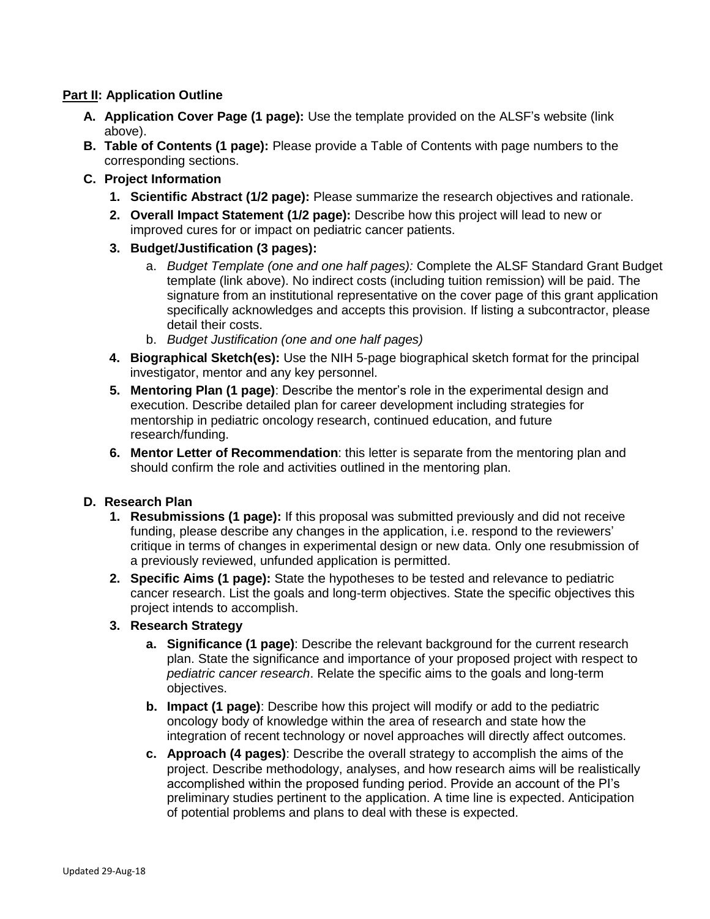**<u>Part II</u>: Application Outline**

- **A. Application Cover Page (1 page):** Use the template provided on the ALSF's website (link above).
- **B. Table of Contents (1 page):** Please provide a Table of Contents with page numbers to the corresponding sections.
- **C. Project Information**
  1. **Scientific Abstract (1/2 page):** Please summarize the research objectives and rationale.
  2. **Overall Impact Statement (1/2 page):** Describe how this project will lead to new or improved cures for or impact on pediatric cancer patients.
  3. **Budget/Justification (3 pages):**
     - a. *Budget Template (one and one half pages):* Complete the ALSF Standard Grant Budget template (link above). No indirect costs (including tuition remission) will be paid. The signature from an institutional representative on the cover page of this grant application specifically acknowledges and accepts this provision. If listing a subcontractor, please detail their costs.
     - b. *Budget Justification (one and one half pages)*
  4. **Biographical Sketch(es):** Use the NIH 5-page biographical sketch format for the principal investigator, mentor and any key personnel.
  5. **Mentoring Plan (1 page)**: Describe the mentor's role in the experimental design and execution. Describe detailed plan for career development including strategies for mentorship in pediatric oncology research, continued education, and future research/funding.
  6. **Mentor Letter of Recommendation**: this letter is separate from the mentoring plan and should confirm the role and activities outlined in the mentoring plan.

- **D. Research Plan**
  1. **Resubmissions (1 page):** If this proposal was submitted previously and did not receive funding, please describe any changes in the application, i.e. respond to the reviewers' critique in terms of changes in experimental design or new data. Only one resubmission of a previously reviewed, unfunded application is permitted.
  2. **Specific Aims (1 page):** State the hypotheses to be tested and relevance to pediatric cancer research. List the goals and long-term objectives. State the specific objectives this project intends to accomplish.
  3. **Research Strategy**
     - **a. Significance (1 page)**: Describe the relevant background for the current research plan. State the significance and importance of your proposed project with respect to *pediatric cancer research*. Relate the specific aims to the goals and long-term objectives.
     - **b. Impact (1 page)**: Describe how this project will modify or add to the pediatric oncology body of knowledge within the area of research and state how the integration of recent technology or novel approaches will directly affect outcomes.
     - **c. Approach (4 pages)**: Describe the overall strategy to accomplish the aims of the project. Describe methodology, analyses, and how research aims will be realistically accomplished within the proposed funding period. Provide an account of the PI's preliminary studies pertinent to the application. A time line is expected. Anticipation of potential problems and plans to deal with these is expected.

Updated 29-Aug-18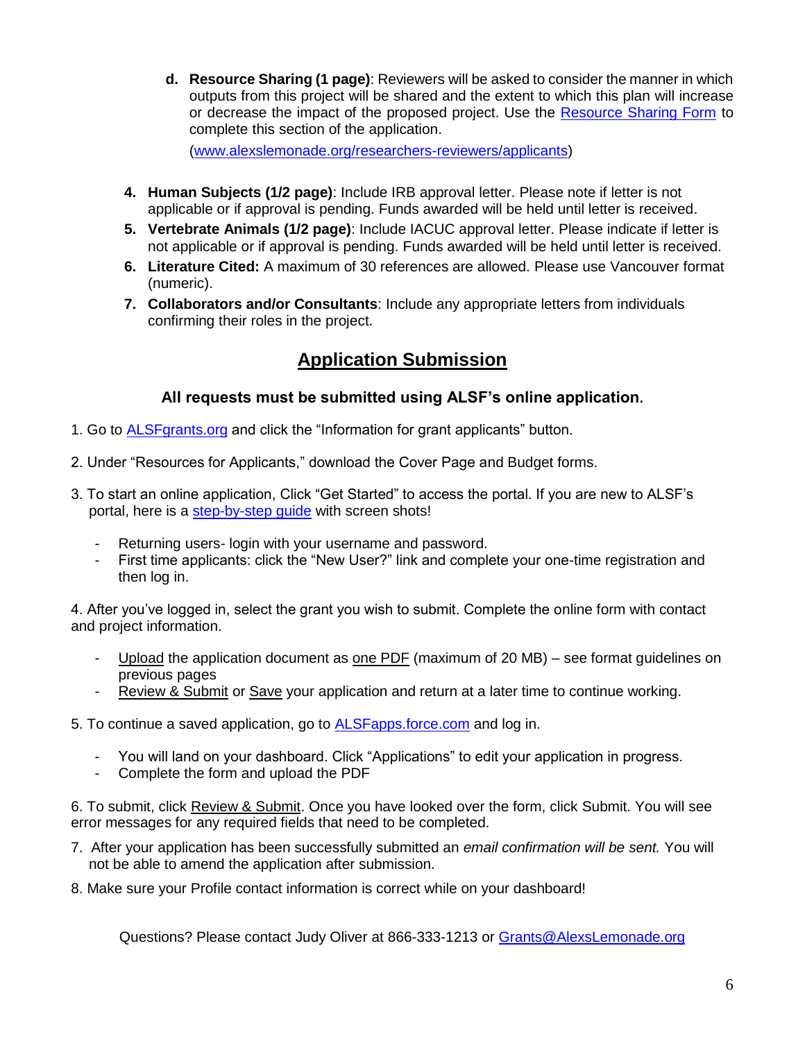d. **Resource Sharing (1 page)**: Reviewers will be asked to consider the manner in which outputs from this project will be shared and the extent to which this plan will increase or decrease the impact of the proposed project. Use the Resource Sharing Form to complete this section of the application.

   (www.alexslemonade.org/researchers-reviewers/applicants)

4. **Human Subjects (1/2 page)**: Include IRB approval letter. Please note if letter is not applicable or if approval is pending. Funds awarded will be held until letter is received.
5. **Vertebrate Animals (1/2 page)**: Include IACUC approval letter. Please indicate if letter is not applicable or if approval is pending. Funds awarded will be held until letter is received.
6. **Literature Cited:** A maximum of 30 references are allowed. Please use Vancouver format (numeric).
7. **Collaborators and/or Consultants**: Include any appropriate letters from individuals confirming their roles in the project.

## Application Submission

### All requests must be submitted using ALSF's online application.

1. Go to ALSFgrants.org and click the "Information for grant applicants" button.

2. Under "Resources for Applicants," download the Cover Page and Budget forms.

3. To start an online application, Click "Get Started" to access the portal. If you are new to ALSF's portal, here is a step-by-step guide with screen shots!

   - Returning users- login with your username and password.
   - First time applicants: click the "New User?" link and complete your one-time registration and then log in.

4. After you've logged in, select the grant you wish to submit. Complete the online form with contact and project information.

   - Upload the application document as one PDF (maximum of 20 MB) – see format guidelines on previous pages
   - Review & Submit or Save your application and return at a later time to continue working.

5. To continue a saved application, go to ALSFapps.force.com and log in.

   - You will land on your dashboard. Click "Applications" to edit your application in progress.
   - Complete the form and upload the PDF

6. To submit, click Review & Submit. Once you have looked over the form, click Submit. You will see error messages for any required fields that need to be completed.

7. After your application has been successfully submitted an *email confirmation will be sent.* You will not be able to amend the application after submission.

8. Make sure your Profile contact information is correct while on your dashboard!

Questions? Please contact Judy Oliver at 866-333-1213 or Grants@AlexsLemonade.org